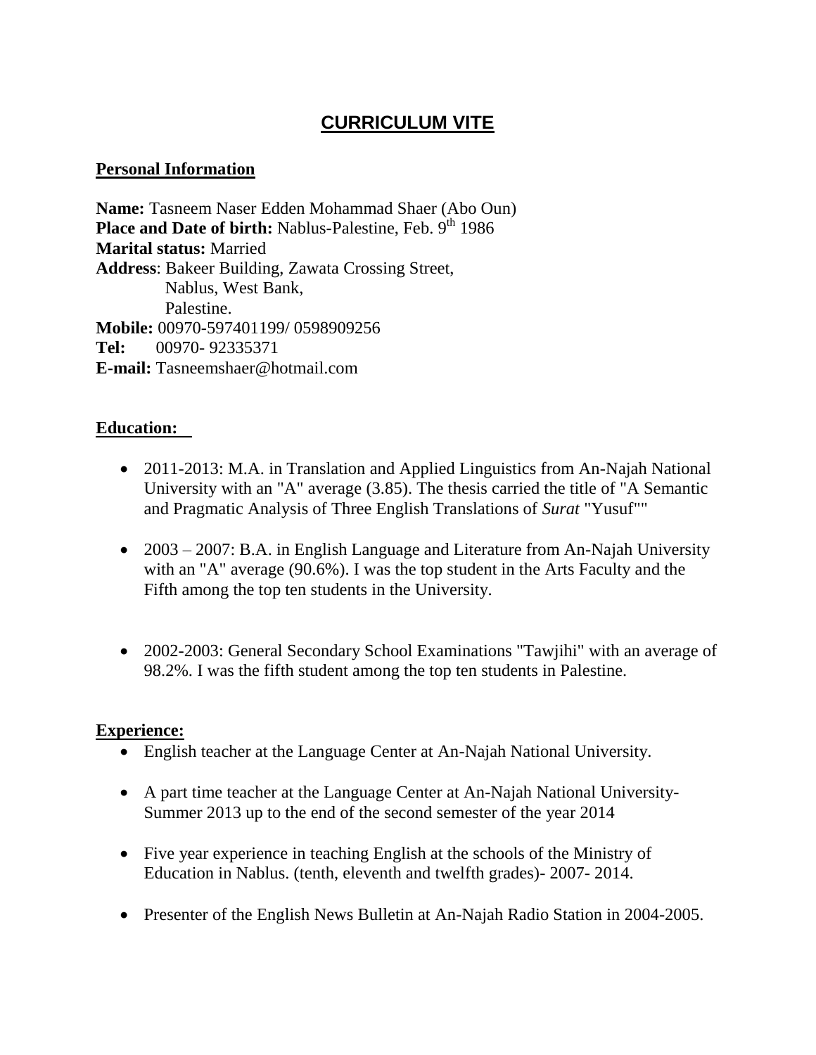# CURRICULUM VITE

## Personal Information

**Name:** Tasneem Naser Edden Mohammad Shaer (Abo Oun)
**Place and Date of birth:** Nablus-Palestine, Feb. 9th 1986
**Marital status:** Married
**Address**: Bakeer Building, Zawata Crossing Street,
Nablus, West Bank,
Palestine.
**Mobile:** 00970-597401199/ 0598909256
**Tel:** 00970- 92335371
**E-mail:** Tasneemshaer@hotmail.com

## Education:

- 2011-2013: M.A. in Translation and Applied Linguistics from An-Najah National University with an "A" average (3.85). The thesis carried the title of "A Semantic and Pragmatic Analysis of Three English Translations of *Surat* "Yusuf""

- 2003 – 2007: B.A. in English Language and Literature from An-Najah University with an "A" average (90.6%). I was the top student in the Arts Faculty and the Fifth among the top ten students in the University.

- 2002-2003: General Secondary School Examinations "Tawjihi" with an average of 98.2%. I was the fifth student among the top ten students in Palestine.

## Experience:

- English teacher at the Language Center at An-Najah National University.

- A part time teacher at the Language Center at An-Najah National University- Summer 2013 up to the end of the second semester of the year 2014

- Five year experience in teaching English at the schools of the Ministry of Education in Nablus. (tenth, eleventh and twelfth grades)- 2007- 2014.

- Presenter of the English News Bulletin at An-Najah Radio Station in 2004-2005.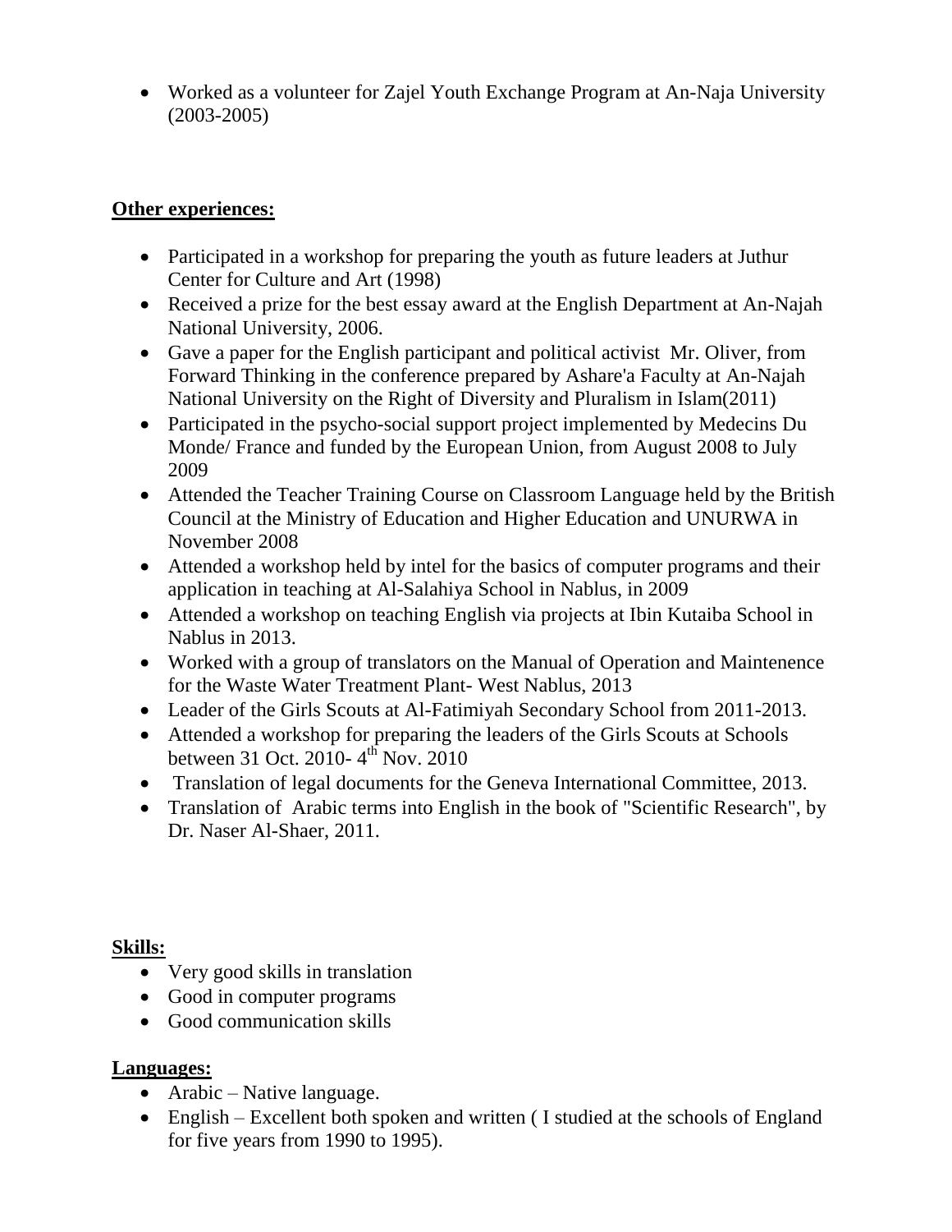- Worked as a volunteer for Zajel Youth Exchange Program at An-Naja University (2003-2005)

**Other experiences:**

- Participated in a workshop for preparing the youth as future leaders at Juthur Center for Culture and Art (1998)
- Received a prize for the best essay award at the English Department at An-Najah National University, 2006.
- Gave a paper for the English participant and political activist Mr. Oliver, from Forward Thinking in the conference prepared by Ashare'a Faculty at An-Najah National University on the Right of Diversity and Pluralism in Islam(2011)
- Participated in the psycho-social support project implemented by Medecins Du Monde/ France and funded by the European Union, from August 2008 to July 2009
- Attended the Teacher Training Course on Classroom Language held by the British Council at the Ministry of Education and Higher Education and UNURWA in November 2008
- Attended a workshop held by intel for the basics of computer programs and their application in teaching at Al-Salahiya School in Nablus, in 2009
- Attended a workshop on teaching English via projects at Ibin Kutaiba School in Nablus in 2013.
- Worked with a group of translators on the Manual of Operation and Maintenence for the Waste Water Treatment Plant- West Nablus, 2013
- Leader of the Girls Scouts at Al-Fatimiyah Secondary School from 2011-2013.
- Attended a workshop for preparing the leaders of the Girls Scouts at Schools between 31 Oct. 2010- 4th Nov. 2010
- Translation of legal documents for the Geneva International Committee, 2013.
- Translation of Arabic terms into English in the book of "Scientific Research", by Dr. Naser Al-Shaer, 2011.

**Skills:**

- Very good skills in translation
- Good in computer programs
- Good communication skills

**Languages:**

- Arabic – Native language.
- English – Excellent both spoken and written ( I studied at the schools of England for five years from 1990 to 1995).